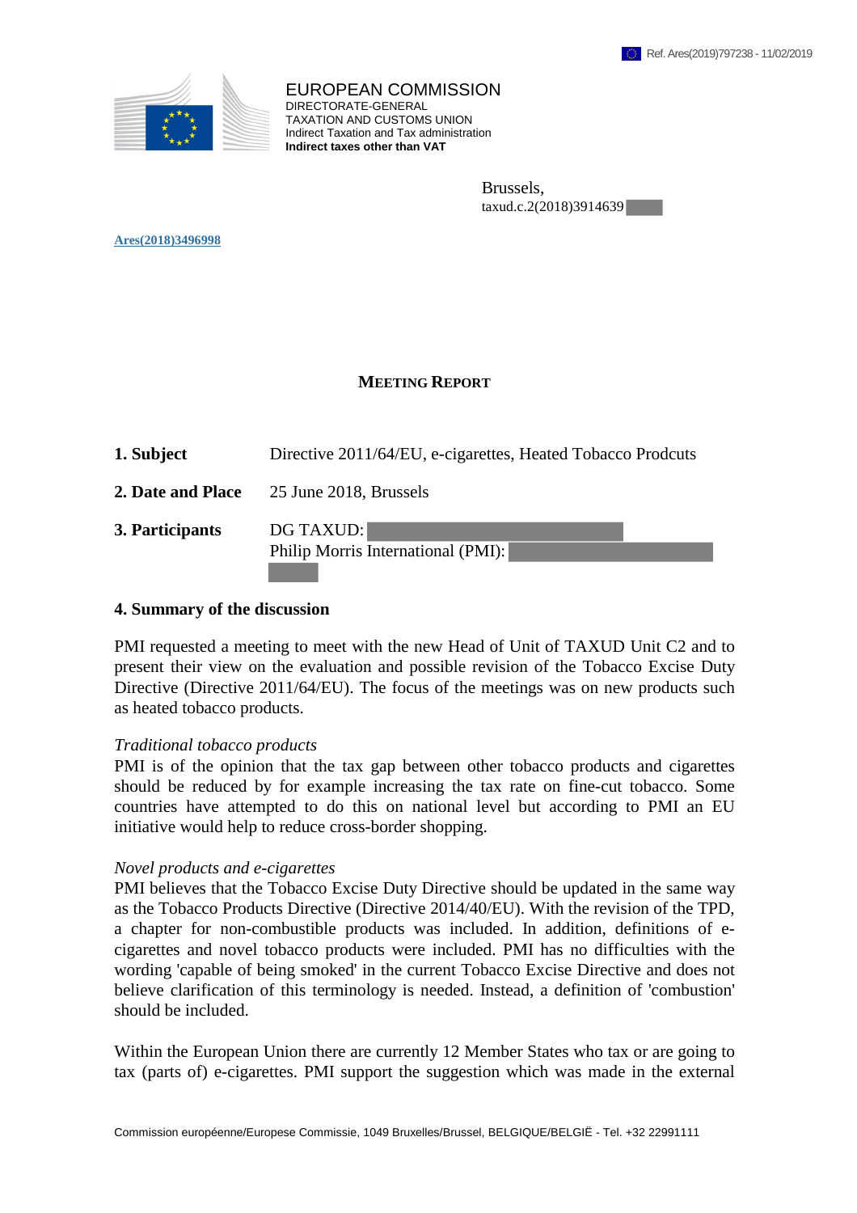Ref. Ares(2019)797238 - 11/02/2019

EUROPEAN COMMISSION
DIRECTORATE-GENERAL
TAXATION AND CUSTOMS UNION
Indirect Taxation and Tax administration
**Indirect taxes other than VAT**

Brussels,
taxud.c.2(2018)3914639

Ares(2018)3496998

## MEETING REPORT

| | |
|---|---|
| **1. Subject** | Directive 2011/64/EU, e-cigarettes, Heated Tobacco Prodcuts |
| **2. Date and Place** | 25 June 2018, Brussels |
| **3. Participants** | DG TAXUD: <br> Philip Morris International (PMI): |

### 4. Summary of the discussion

PMI requested a meeting to meet with the new Head of Unit of TAXUD Unit C2 and to present their view on the evaluation and possible revision of the Tobacco Excise Duty Directive (Directive 2011/64/EU). The focus of the meetings was on new products such as heated tobacco products.

*Traditional tobacco products*
PMI is of the opinion that the tax gap between other tobacco products and cigarettes should be reduced by for example increasing the tax rate on fine-cut tobacco. Some countries have attempted to do this on national level but according to PMI an EU initiative would help to reduce cross-border shopping.

*Novel products and e-cigarettes*
PMI believes that the Tobacco Excise Duty Directive should be updated in the same way as the Tobacco Products Directive (Directive 2014/40/EU). With the revision of the TPD, a chapter for non-combustible products was included. In addition, definitions of e-cigarettes and novel tobacco products were included. PMI has no difficulties with the wording 'capable of being smoked' in the current Tobacco Excise Directive and does not believe clarification of this terminology is needed. Instead, a definition of 'combustion' should be included.

Within the European Union there are currently 12 Member States who tax or are going to tax (parts of) e-cigarettes. PMI support the suggestion which was made in the external

Commission européenne/Europese Commissie, 1049 Bruxelles/Brussel, BELGIQUE/BELGIË - Tel. +32 22991111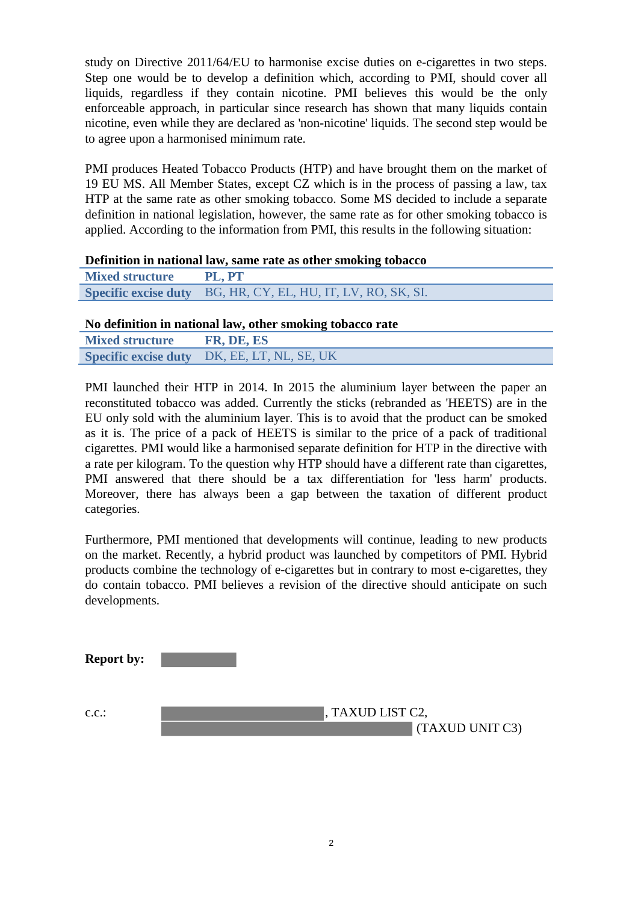study on Directive 2011/64/EU to harmonise excise duties on e-cigarettes in two steps. Step one would be to develop a definition which, according to PMI, should cover all liquids, regardless if they contain nicotine. PMI believes this would be the only enforceable approach, in particular since research has shown that many liquids contain nicotine, even while they are declared as 'non-nicotine' liquids. The second step would be to agree upon a harmonised minimum rate.

PMI produces Heated Tobacco Products (HTP) and have brought them on the market of 19 EU MS. All Member States, except CZ which is in the process of passing a law, tax HTP at the same rate as other smoking tobacco. Some MS decided to include a separate definition in national legislation, however, the same rate as for other smoking tobacco is applied. According to the information from PMI, this results in the following situation:

**Definition in national law, same rate as other smoking tobacco**

| | |
|---|---|
| **Mixed structure** | **PL, PT** |
| **Specific excise duty** | BG, HR, CY, EL, HU, IT, LV, RO, SK, SI. |

**No definition in national law, other smoking tobacco rate**

| | |
|---|---|
| **Mixed structure** | **FR, DE, ES** |
| **Specific excise duty** | DK, EE, LT, NL, SE, UK |

PMI launched their HTP in 2014. In 2015 the aluminium layer between the paper an reconstituted tobacco was added. Currently the sticks (rebranded as 'HEETS) are in the EU only sold with the aluminium layer. This is to avoid that the product can be smoked as it is. The price of a pack of HEETS is similar to the price of a pack of traditional cigarettes. PMI would like a harmonised separate definition for HTP in the directive with a rate per kilogram. To the question why HTP should have a different rate than cigarettes, PMI answered that there should be a tax differentiation for 'less harm' products. Moreover, there has always been a gap between the taxation of different product categories.

Furthermore, PMI mentioned that developments will continue, leading to new products on the market. Recently, a hybrid product was launched by competitors of PMI. Hybrid products combine the technology of e-cigarettes but in contrary to most e-cigarettes, they do contain tobacco. PMI believes a revision of the directive should anticipate on such developments.

**Report by:** [redacted]

c.c.: [redacted], TAXUD LIST C2,
[redacted] (TAXUD UNIT C3)